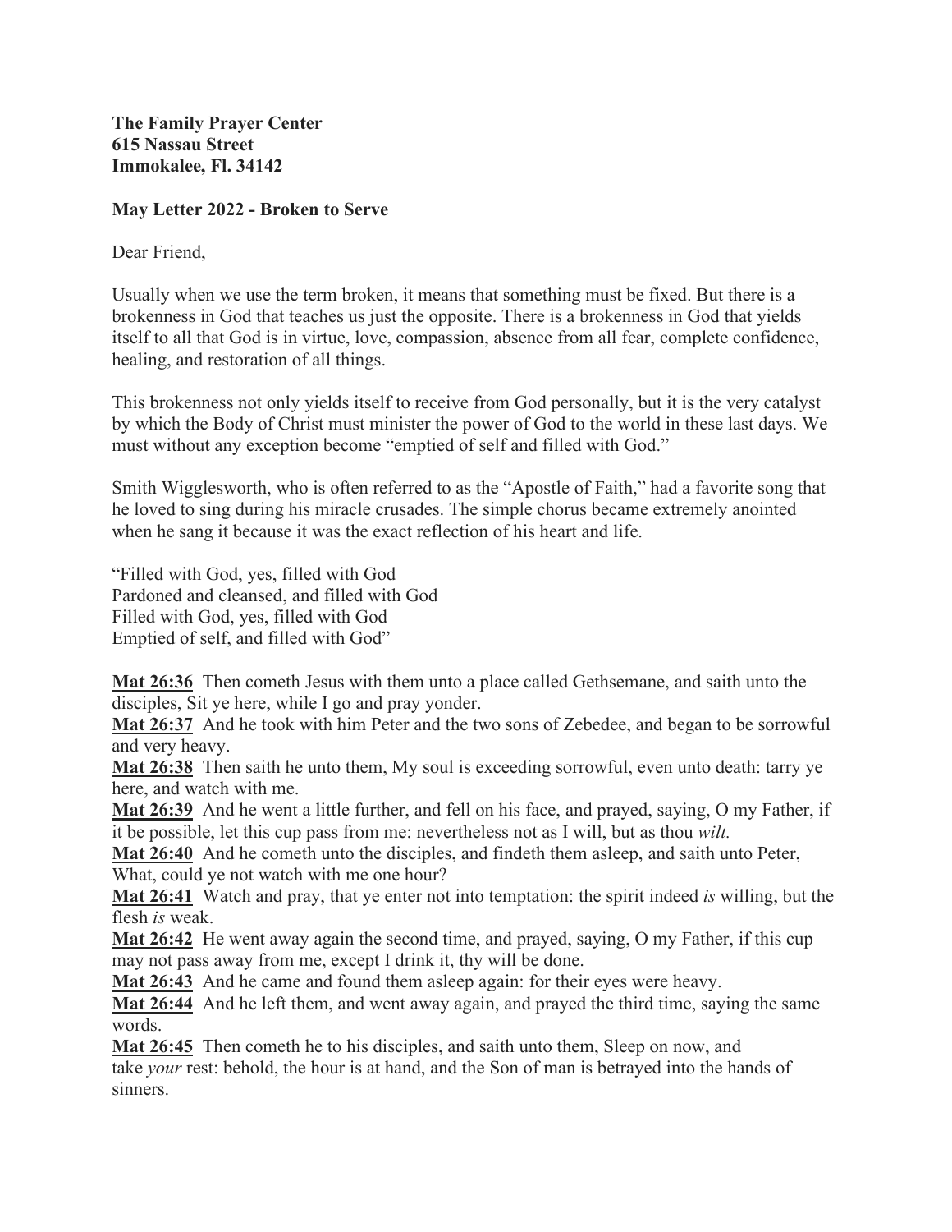**The Family Prayer Center**
**615 Nassau Street**
**Immokalee, Fl. 34142**

**May Letter 2022 - Broken to Serve**

Dear Friend,

Usually when we use the term broken, it means that something must be fixed. But there is a brokenness in God that teaches us just the opposite. There is a brokenness in God that yields itself to all that God is in virtue, love, compassion, absence from all fear, complete confidence, healing, and restoration of all things.

This brokenness not only yields itself to receive from God personally, but it is the very catalyst by which the Body of Christ must minister the power of God to the world in these last days. We must without any exception become "emptied of self and filled with God."

Smith Wigglesworth, who is often referred to as the "Apostle of Faith," had a favorite song that he loved to sing during his miracle crusades. The simple chorus became extremely anointed when he sang it because it was the exact reflection of his heart and life.

"Filled with God, yes, filled with God
Pardoned and cleansed, and filled with God
Filled with God, yes, filled with God
Emptied of self, and filled with God"

**Mat 26:36** Then cometh Jesus with them unto a place called Gethsemane, and saith unto the disciples, Sit ye here, while I go and pray yonder.
**Mat 26:37** And he took with him Peter and the two sons of Zebedee, and began to be sorrowful and very heavy.
**Mat 26:38** Then saith he unto them, My soul is exceeding sorrowful, even unto death: tarry ye here, and watch with me.
**Mat 26:39** And he went a little further, and fell on his face, and prayed, saying, O my Father, if it be possible, let this cup pass from me: nevertheless not as I will, but as thou *wilt.*
**Mat 26:40** And he cometh unto the disciples, and findeth them asleep, and saith unto Peter, What, could ye not watch with me one hour?
**Mat 26:41** Watch and pray, that ye enter not into temptation: the spirit indeed *is* willing, but the flesh *is* weak.
**Mat 26:42** He went away again the second time, and prayed, saying, O my Father, if this cup may not pass away from me, except I drink it, thy will be done.
**Mat 26:43** And he came and found them asleep again: for their eyes were heavy.
**Mat 26:44** And he left them, and went away again, and prayed the third time, saying the same words.
**Mat 26:45** Then cometh he to his disciples, and saith unto them, Sleep on now, and take *your* rest: behold, the hour is at hand, and the Son of man is betrayed into the hands of sinners.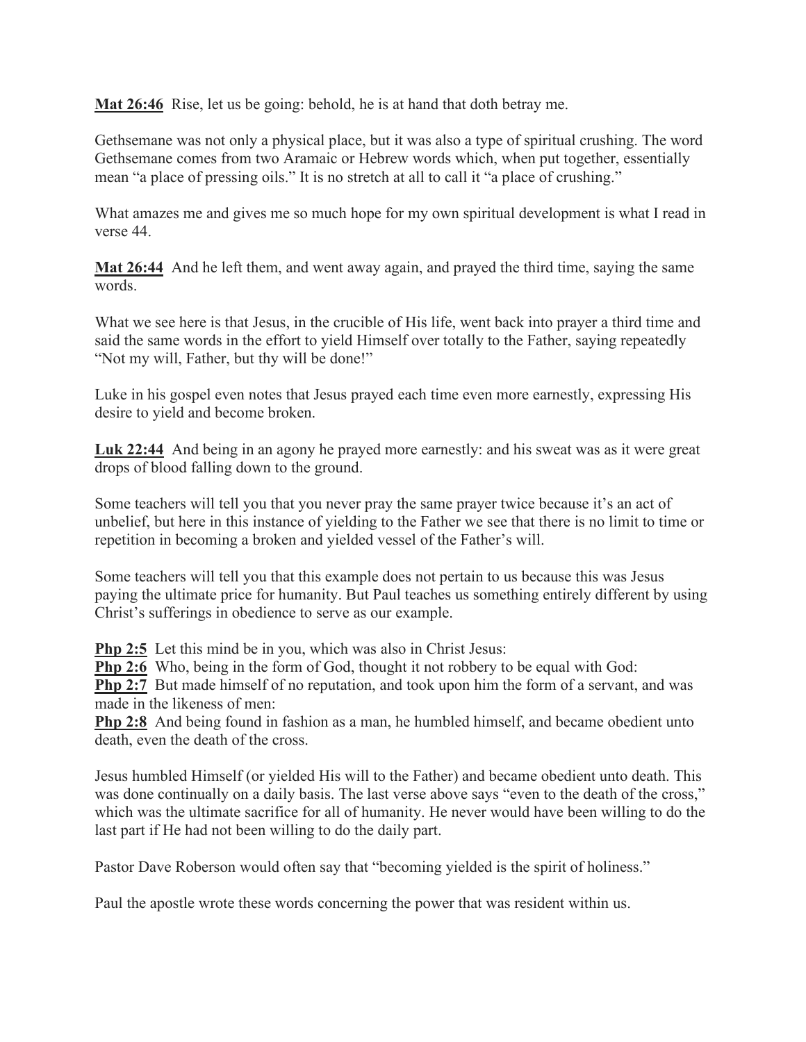**Mat 26:46** Rise, let us be going: behold, he is at hand that doth betray me.

Gethsemane was not only a physical place, but it was also a type of spiritual crushing. The word Gethsemane comes from two Aramaic or Hebrew words which, when put together, essentially mean "a place of pressing oils." It is no stretch at all to call it "a place of crushing."

What amazes me and gives me so much hope for my own spiritual development is what I read in verse 44.

**Mat 26:44** And he left them, and went away again, and prayed the third time, saying the same words.

What we see here is that Jesus, in the crucible of His life, went back into prayer a third time and said the same words in the effort to yield Himself over totally to the Father, saying repeatedly "Not my will, Father, but thy will be done!"

Luke in his gospel even notes that Jesus prayed each time even more earnestly, expressing His desire to yield and become broken.

**Luk 22:44** And being in an agony he prayed more earnestly: and his sweat was as it were great drops of blood falling down to the ground.

Some teachers will tell you that you never pray the same prayer twice because it's an act of unbelief, but here in this instance of yielding to the Father we see that there is no limit to time or repetition in becoming a broken and yielded vessel of the Father's will.

Some teachers will tell you that this example does not pertain to us because this was Jesus paying the ultimate price for humanity. But Paul teaches us something entirely different by using Christ's sufferings in obedience to serve as our example.

**Php 2:5** Let this mind be in you, which was also in Christ Jesus:
**Php 2:6** Who, being in the form of God, thought it not robbery to be equal with God:
**Php 2:7** But made himself of no reputation, and took upon him the form of a servant, and was made in the likeness of men:
**Php 2:8** And being found in fashion as a man, he humbled himself, and became obedient unto death, even the death of the cross.

Jesus humbled Himself (or yielded His will to the Father) and became obedient unto death. This was done continually on a daily basis. The last verse above says "even to the death of the cross," which was the ultimate sacrifice for all of humanity. He never would have been willing to do the last part if He had not been willing to do the daily part.

Pastor Dave Roberson would often say that "becoming yielded is the spirit of holiness."

Paul the apostle wrote these words concerning the power that was resident within us.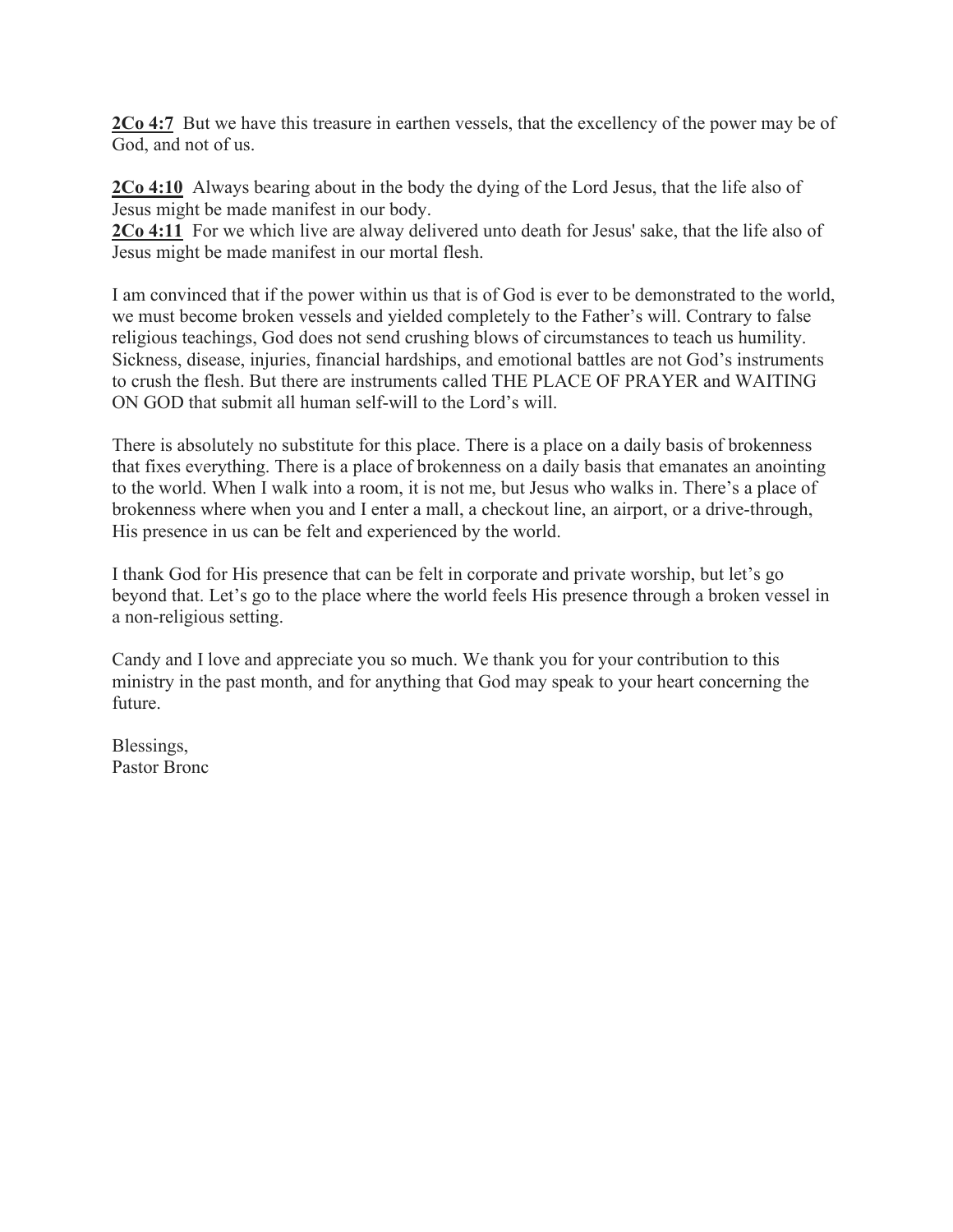**2Co 4:7** But we have this treasure in earthen vessels, that the excellency of the power may be of God, and not of us.

**2Co 4:10** Always bearing about in the body the dying of the Lord Jesus, that the life also of Jesus might be made manifest in our body.
**2Co 4:11** For we which live are alway delivered unto death for Jesus' sake, that the life also of Jesus might be made manifest in our mortal flesh.

I am convinced that if the power within us that is of God is ever to be demonstrated to the world, we must become broken vessels and yielded completely to the Father's will. Contrary to false religious teachings, God does not send crushing blows of circumstances to teach us humility. Sickness, disease, injuries, financial hardships, and emotional battles are not God's instruments to crush the flesh. But there are instruments called THE PLACE OF PRAYER and WAITING ON GOD that submit all human self-will to the Lord's will.

There is absolutely no substitute for this place. There is a place on a daily basis of brokenness that fixes everything. There is a place of brokenness on a daily basis that emanates an anointing to the world. When I walk into a room, it is not me, but Jesus who walks in. There's a place of brokenness where when you and I enter a mall, a checkout line, an airport, or a drive-through, His presence in us can be felt and experienced by the world.

I thank God for His presence that can be felt in corporate and private worship, but let's go beyond that. Let's go to the place where the world feels His presence through a broken vessel in a non-religious setting.

Candy and I love and appreciate you so much. We thank you for your contribution to this ministry in the past month, and for anything that God may speak to your heart concerning the future.

Blessings,
Pastor Bronc